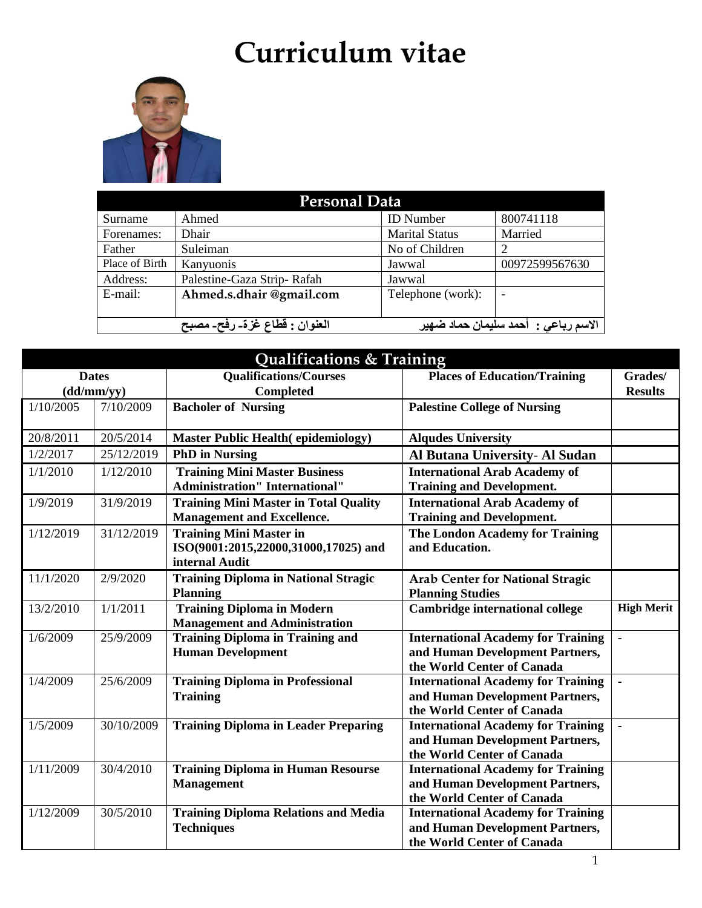# Curriculum vitae

## Personal Data

| Surname | Ahmed | ID Number | 800741118 |
|---|---|---|---|
| Forenames: | Dhair | Marital Status | Married |
| Father | Suleiman | No of Children | 2 |
| Place of Birth | Kanyuonis | Jawwal | 00972599567630 |
| Address: | Palestine-Gaza Strip- Rafah | Jawwal | |
| E-mail: | **Ahmed.s.dhair @gmail.com** | Telephone (work): | - |
| **العنوان : قطاع غزة- رفح- مصبح** | | **الاسم رباعي : أحمد سليمان حماد ضهير** | |

## Qualifications & Training

| Dates (dd/mm/yy) | | Qualifications/Courses Completed | Places of Education/Training | Grades/ Results |
|---|---|---|---|---|
| 1/10/2005 | 7/10/2009 | **Bacholer of Nursing** | **Palestine College of Nursing** | |
| 20/8/2011 | 20/5/2014 | **Master Public Health( epidemiology)** | **Alqudes University** | |
| 1/2/2017 | 25/12/2019 | **PhD in Nursing** | **Al Butana University- Al Sudan** | |
| 1/1/2010 | 1/12/2010 | **Training Mini Master Business Administration" International"** | **International Arab Academy of Training and Development.** | |
| 1/9/2019 | 31/9/2019 | **Training Mini Master in Total Quality Management and Excellence.** | **International Arab Academy of Training and Development.** | |
| 1/12/2019 | 31/12/2019 | **Training Mini Master in ISO(9001:2015,22000,31000,17025) and internal Audit** | **The London Academy for Training and Education.** | |
| 11/1/2020 | 2/9/2020 | **Training Diploma in National Stragic Planning** | **Arab Center for National Stragic Planning Studies** | |
| 13/2/2010 | 1/1/2011 | **Training Diploma in Modern Management and Administration** | **Cambridge international college** | **High Merit** |
| 1/6/2009 | 25/9/2009 | **Training Diploma in Training and Human Development** | **International Academy for Training and Human Development Partners, the World Center of Canada** | - |
| 1/4/2009 | 25/6/2009 | **Training Diploma in Professional Training** | **International Academy for Training and Human Development Partners, the World Center of Canada** | - |
| 1/5/2009 | 30/10/2009 | **Training Diploma in Leader Preparing** | **International Academy for Training and Human Development Partners, the World Center of Canada** | - |
| 1/11/2009 | 30/4/2010 | **Training Diploma in Human Resourse Management** | **International Academy for Training and Human Development Partners, the World Center of Canada** | |
| 1/12/2009 | 30/5/2010 | **Training Diploma Relations and Media Techniques** | **International Academy for Training and Human Development Partners, the World Center of Canada** | |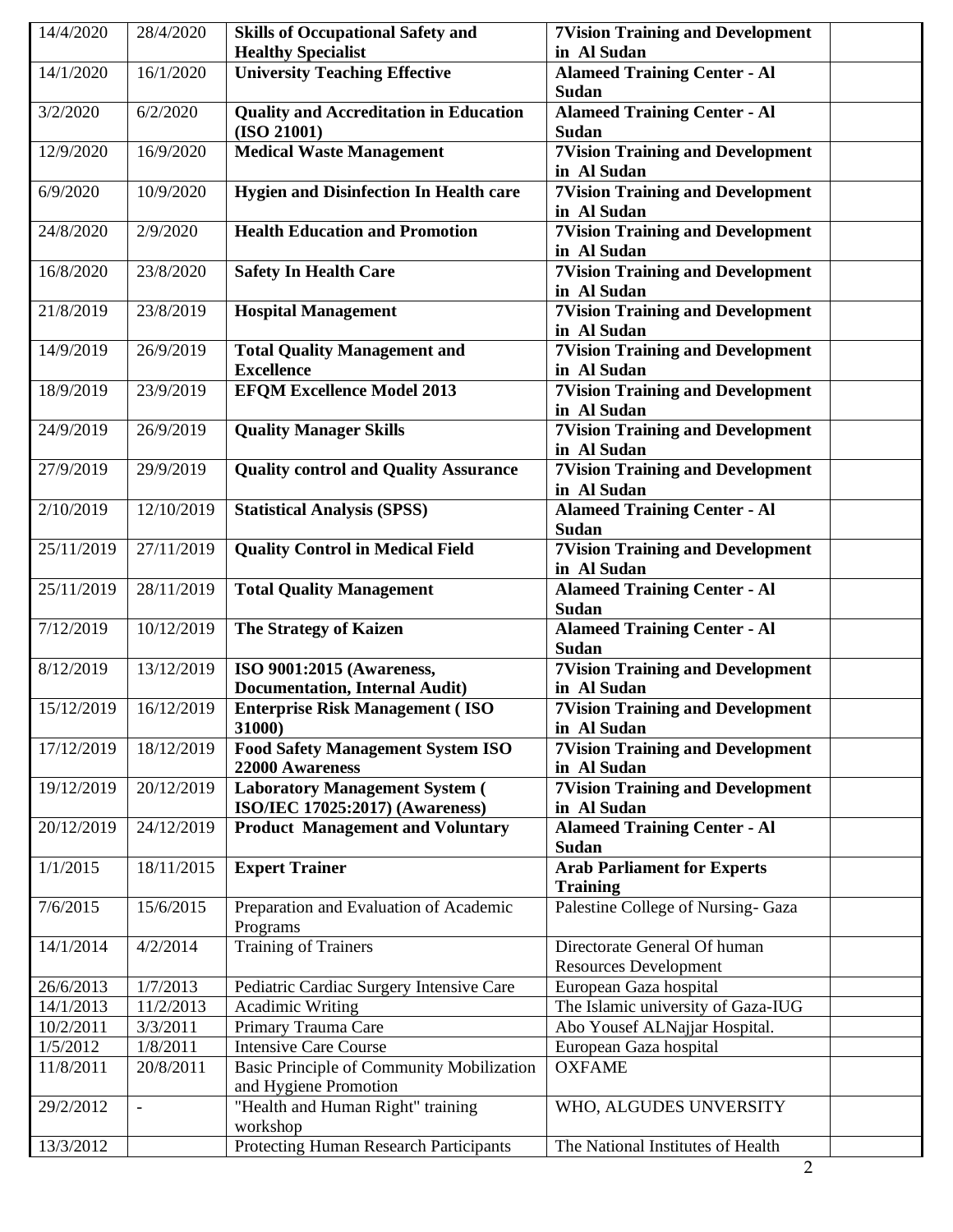| 14/4/2020 | 28/4/2020 | **Skills of Occupational Safety and Healthy Specialist** | **7Vision Training and Development in Al Sudan** | |
|---|---|---|---|---|
| 14/1/2020 | 16/1/2020 | **University Teaching Effective** | **Alameed Training Center - Al Sudan** | |
| 3/2/2020 | 6/2/2020 | **Quality and Accreditation in Education (ISO 21001)** | **Alameed Training Center - Al Sudan** | |
| 12/9/2020 | 16/9/2020 | **Medical Waste Management** | **7Vision Training and Development in Al Sudan** | |
| 6/9/2020 | 10/9/2020 | **Hygien and Disinfection In Health care** | **7Vision Training and Development in Al Sudan** | |
| 24/8/2020 | 2/9/2020 | **Health Education and Promotion** | **7Vision Training and Development in Al Sudan** | |
| 16/8/2020 | 23/8/2020 | **Safety In Health Care** | **7Vision Training and Development in Al Sudan** | |
| 21/8/2019 | 23/8/2019 | **Hospital Management** | **7Vision Training and Development in Al Sudan** | |
| 14/9/2019 | 26/9/2019 | **Total Quality Management and Excellence** | **7Vision Training and Development in Al Sudan** | |
| 18/9/2019 | 23/9/2019 | **EFQM Excellence Model 2013** | **7Vision Training and Development in Al Sudan** | |
| 24/9/2019 | 26/9/2019 | **Quality Manager Skills** | **7Vision Training and Development in Al Sudan** | |
| 27/9/2019 | 29/9/2019 | **Quality control and Quality Assurance** | **7Vision Training and Development in Al Sudan** | |
| 2/10/2019 | 12/10/2019 | **Statistical Analysis (SPSS)** | **Alameed Training Center - Al Sudan** | |
| 25/11/2019 | 27/11/2019 | **Quality Control in Medical Field** | **7Vision Training and Development in Al Sudan** | |
| 25/11/2019 | 28/11/2019 | **Total Quality Management** | **Alameed Training Center - Al Sudan** | |
| 7/12/2019 | 10/12/2019 | **The Strategy of Kaizen** | **Alameed Training Center - Al Sudan** | |
| 8/12/2019 | 13/12/2019 | **ISO 9001:2015 (Awareness, Documentation, Internal Audit)** | **7Vision Training and Development in Al Sudan** | |
| 15/12/2019 | 16/12/2019 | **Enterprise Risk Management ( ISO 31000)** | **7Vision Training and Development in Al Sudan** | |
| 17/12/2019 | 18/12/2019 | **Food Safety Management System ISO 22000 Awareness** | **7Vision Training and Development in Al Sudan** | |
| 19/12/2019 | 20/12/2019 | **Laboratory Management System ( ISO/IEC 17025:2017) (Awareness)** | **7Vision Training and Development in Al Sudan** | |
| 20/12/2019 | 24/12/2019 | **Product Management and Voluntary** | **Alameed Training Center - Al Sudan** | |
| 1/1/2015 | 18/11/2015 | **Expert Trainer** | **Arab Parliament for Experts Training** | |
| 7/6/2015 | 15/6/2015 | Preparation and Evaluation of Academic Programs | Palestine College of Nursing- Gaza | |
| 14/1/2014 | 4/2/2014 | Training of Trainers | Directorate General Of human Resources Development | |
| 26/6/2013 | 1/7/2013 | Pediatric Cardiac Surgery Intensive Care | European Gaza hospital | |
| 14/1/2013 | 11/2/2013 | Acadimic Writing | The Islamic university of Gaza-IUG | |
| 10/2/2011 | 3/3/2011 | Primary Trauma Care | Abo Yousef ALNajjar Hospital. | |
| 1/5/2012 | 1/8/2011 | Intensive Care Course | European Gaza hospital | |
| 11/8/2011 | 20/8/2011 | Basic Principle of Community Mobilization and Hygiene Promotion | OXFAME | |
| 29/2/2012 | - | "Health and Human Right" training workshop | WHO, ALGUDES UNVERSITY | |
| 13/3/2012 | | Protecting Human Research Participants | The National Institutes of Health | |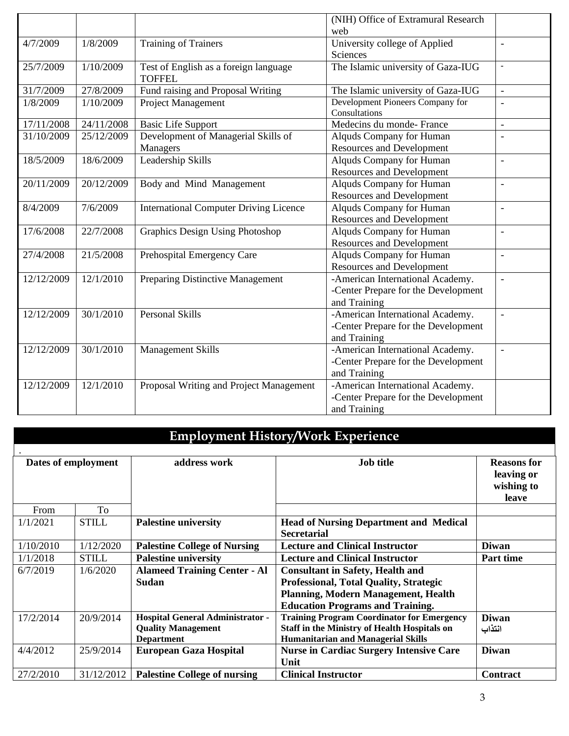|  |  |  | (NIH) Office of Extramural Research web |  |
|---|---|---|---|---|
| 4/7/2009 | 1/8/2009 | Training of Trainers | University college of Applied Sciences | - |
| 25/7/2009 | 1/10/2009 | Test of English as a foreign language TOFFEL | The Islamic university of Gaza-IUG | - |
| 31/7/2009 | 27/8/2009 | Fund raising and Proposal Writing | The Islamic university of Gaza-IUG | - |
| 1/8/2009 | 1/10/2009 | Project Management | Development Pioneers Company for Consultations | - |
| 17/11/2008 | 24/11/2008 | Basic Life Support | Medecins du monde- France | - |
| 31/10/2009 | 25/12/2009 | Development of Managerial Skills of Managers | Alquds Company for Human Resources and Development | - |
| 18/5/2009 | 18/6/2009 | Leadership Skills | Alquds Company for Human Resources and Development | - |
| 20/11/2009 | 20/12/2009 | Body and Mind Management | Alquds Company for Human Resources and Development | - |
| 8/4/2009 | 7/6/2009 | International Computer Driving Licence | Alquds Company for Human Resources and Development | - |
| 17/6/2008 | 22/7/2008 | Graphics Design Using Photoshop | Alquds Company for Human Resources and Development | - |
| 27/4/2008 | 21/5/2008 | Prehospital Emergency Care | Alquds Company for Human Resources and Development | - |
| 12/12/2009 | 12/1/2010 | Preparing Distinctive Management | -American International Academy. -Center Prepare for the Development and Training | - |
| 12/12/2009 | 30/1/2010 | Personal Skills | -American International Academy. -Center Prepare for the Development and Training | - |
| 12/12/2009 | 30/1/2010 | Management Skills | -American International Academy. -Center Prepare for the Development and Training | - |
| 12/12/2009 | 12/1/2010 | Proposal Writing and Project Management | -American International Academy. -Center Prepare for the Development and Training |  |

## Employment History/Work Experience

| Dates of employment |  | address work | Job title | Reasons for leaving or wishing to leave |
|---|---|---|---|---|
| From | To |  |  |  |
| 1/1/2021 | STILL | **Palestine university** | **Head of Nursing Department and Medical Secretarial** |  |
| 1/10/2010 | 1/12/2020 | **Palestine College of Nursing** | **Lecture and Clinical Instructor** | **Diwan** |
| 1/1/2018 | STILL | **Palestine university** | **Lecture and Clinical Instructor** | **Part time** |
| 6/7/2019 | 1/6/2020 | **Alameed Training Center - Al Sudan** | **Consultant in Safety, Health and Professional, Total Quality, Strategic Planning, Modern Management, Health Education Programs and Training.** |  |
| 17/2/2014 | 20/9/2014 | **Hospital General Administrator - Quality Management Department** | **Training Program Coordinator for Emergency Staff in the Ministry of Health Hospitals on Humanitarian and Managerial Skills** | **Diwan انتذاب** |
| 4/4/2012 | 25/9/2014 | **European Gaza Hospital** | **Nurse in Cardiac Surgery Intensive Care Unit** | **Diwan** |
| 27/2/2010 | 31/12/2012 | **Palestine College of nursing** | **Clinical Instructor** | **Contract** |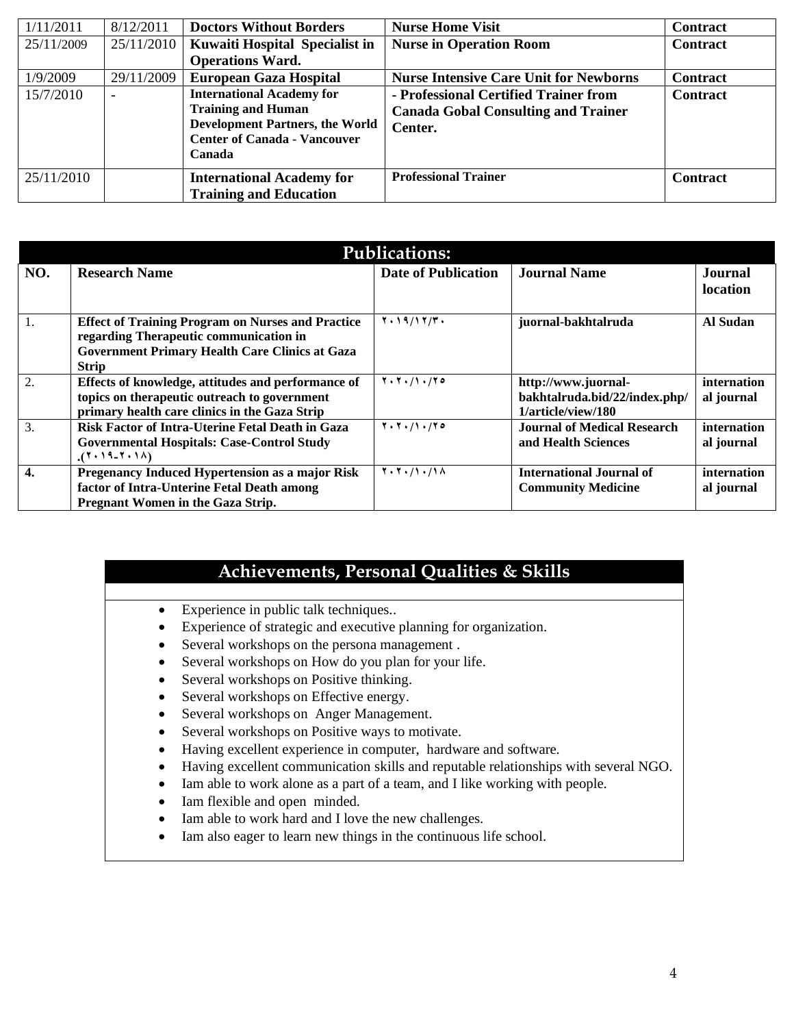| 1/11/2011 | 8/12/2011 | **Doctors Without Borders** | **Nurse Home Visit** | **Contract** |
|---|---|---|---|---|
| 25/11/2009 | 25/11/2010 | **Kuwaiti Hospital Specialist in Operations Ward.** | **Nurse in Operation Room** | **Contract** |
| 1/9/2009 | 29/11/2009 | **European Gaza Hospital** | **Nurse Intensive Care Unit for Newborns** | **Contract** |
| 15/7/2010 | - | **International Academy for Training and Human Development Partners, the World Center of Canada - Vancouver Canada** | **- Professional Certified Trainer from Canada Gobal Consulting and Trainer Center.** | **Contract** |
| 25/11/2010 | | **International Academy for Training and Education** | **Professional Trainer** | **Contract** |

## Publications:

| NO. | Research Name | Date of Publication | Journal Name | Journal location |
|---|---|---|---|---|
| 1. | **Effect of Training Program on Nurses and Practice regarding Therapeutic communication in Government Primary Health Care Clinics at Gaza Strip** | ٢٠١٩/١٢/٣٠ | **juornal-bakhtalruda** | **Al Sudan** |
| 2. | **Effects of knowledge, attitudes and performance of topics on therapeutic outreach to government primary health care clinics in the Gaza Strip** | ٢٠٢٠/١٠/٢٥ | **http://www.juornal-bakhtalruda.bid/22/index.php/1/article/view/180** | **international journal** |
| 3. | **Risk Factor of Intra-Uterine Fetal Death in Gaza Governmental Hospitals: Case-Control Study .(٢٠١٩-٢٠١٨)** | ٢٠٢٠/١٠/٢٥ | **Journal of Medical Research and Health Sciences** | **international journal** |
| **4.** | **Pregenancy Induced Hypertension as a major Risk factor of Intra-Unterine Fetal Death among Pregnant Women in the Gaza Strip.** | ٢٠٢٠/١٠/١٨ | **International Journal of Community Medicine** | **international journal** |

## Achievements, Personal Qualities & Skills

- Experience in public talk techniques..
- Experience of strategic and executive planning for organization.
- Several workshops on the persona management .
- Several workshops on How do you plan for your life.
- Several workshops on Positive thinking.
- Several workshops on Effective energy.
- Several workshops on Anger Management.
- Several workshops on Positive ways to motivate.
- Having excellent experience in computer, hardware and software.
- Having excellent communication skills and reputable relationships with several NGO.
- Iam able to work alone as a part of a team, and I like working with people.
- Iam flexible and open minded.
- Iam able to work hard and I love the new challenges.
- Iam also eager to learn new things in the continuous life school.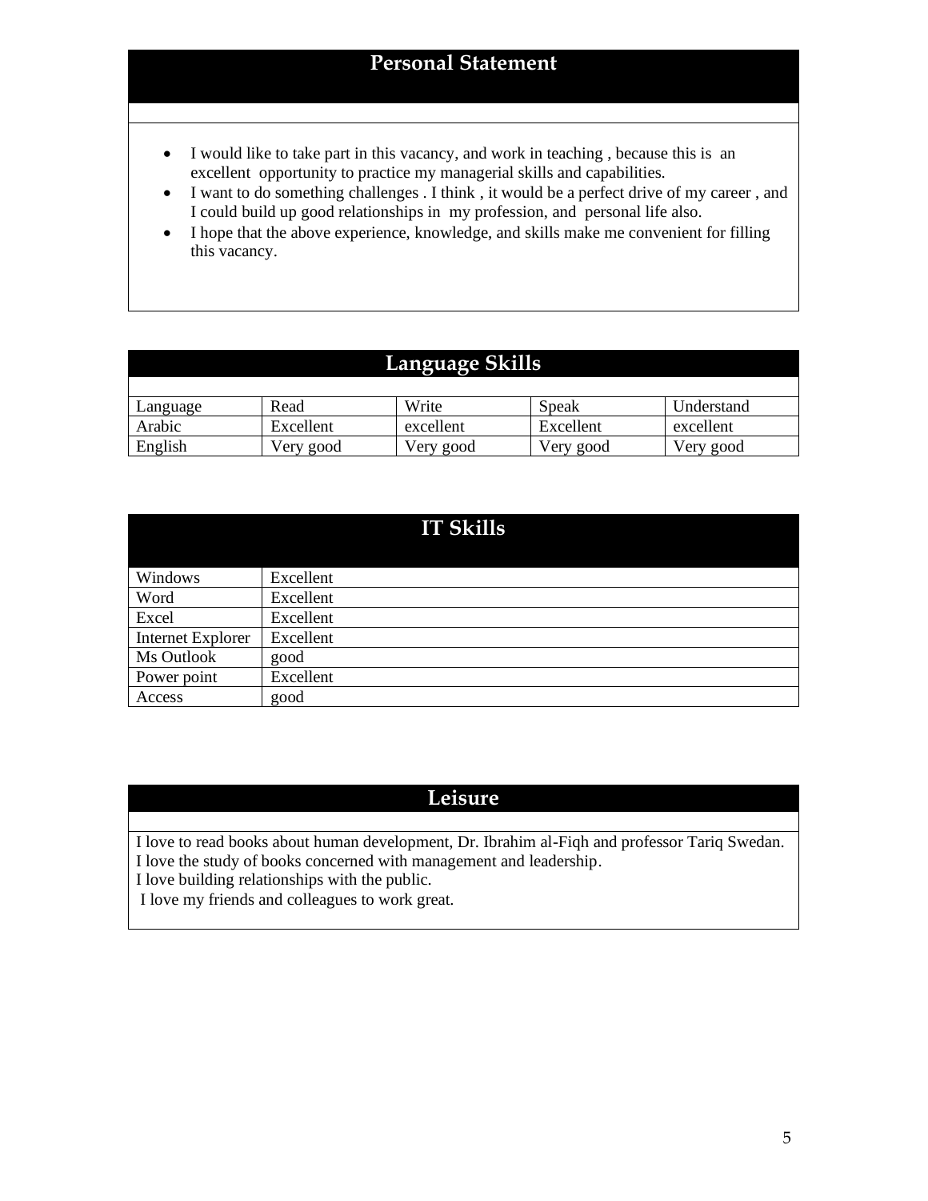## Personal Statement

- I would like to take part in this vacancy, and work in teaching , because this is an excellent opportunity to practice my managerial skills and capabilities.
- I want to do something challenges . I think , it would be a perfect drive of my career , and I could build up good relationships in my profession, and personal life also.
- I hope that the above experience, knowledge, and skills make me convenient for filling this vacancy.

## Language Skills

| Language | Read | Write | Speak | Understand |
|---|---|---|---|---|
| Arabic | Excellent | excellent | Excellent | excellent |
| English | Very good | Very good | Very good | Very good |

## IT Skills

| | |
|---|---|
| Windows | Excellent |
| Word | Excellent |
| Excel | Excellent |
| Internet Explorer | Excellent |
| Ms Outlook | good |
| Power point | Excellent |
| Access | good |

## Leisure

I love to read books about human development, Dr. Ibrahim al-Fiqh and professor Tariq Swedan.
I love the study of books concerned with management and leadership.
I love building relationships with the public.
I love my friends and colleagues to work great.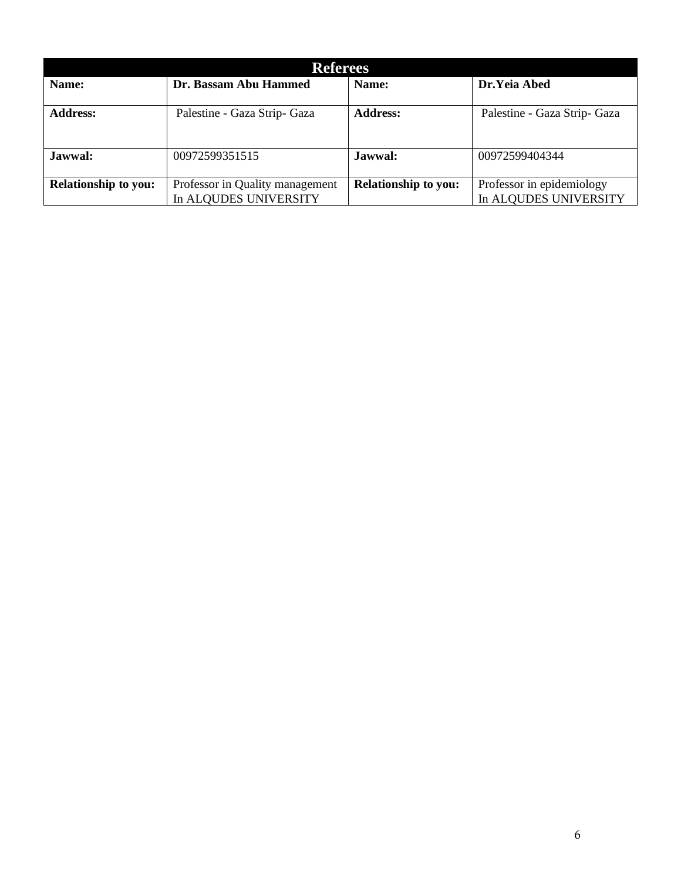| Referees | | | |
|---|---|---|---|
| **Name:** | **Dr. Bassam Abu Hammed** | **Name:** | **Dr.Yeia Abed** |
| **Address:** | Palestine - Gaza Strip- Gaza | **Address:** | Palestine - Gaza Strip- Gaza |
| **Jawwal:** | 00972599351515 | **Jawwal:** | 00972599404344 |
| **Relationship to you:** | Professor in Quality management In ALQUDES UNIVERSITY | **Relationship to you:** | Professor in epidemiology In ALQUDES UNIVERSITY |